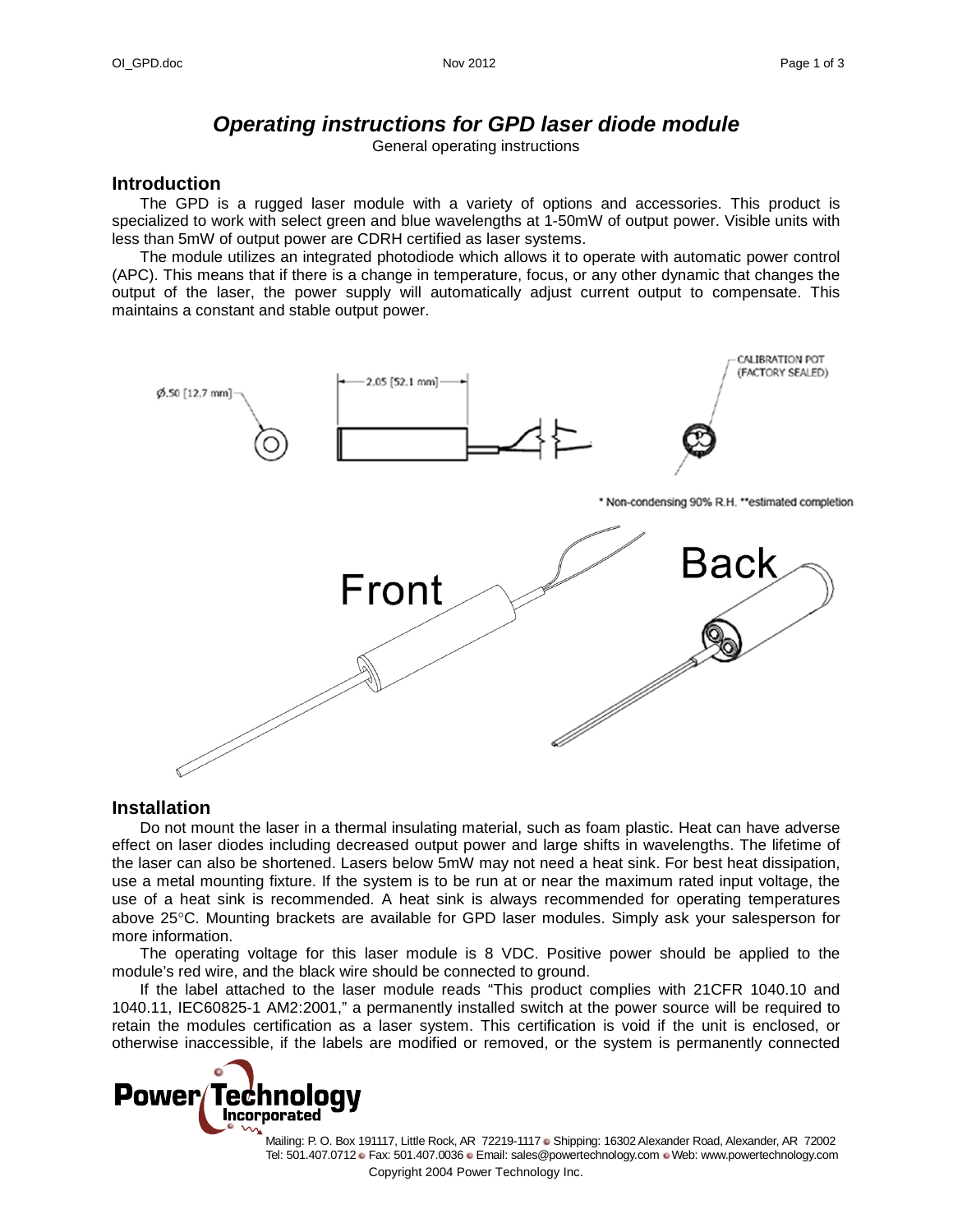# *Operating instructions for GPD laser diode module*

General operating instructions

## Introduction

The GPD is a rugged laser module with a variety of options and accessories. This product is specialized to work with select green and blue wavelengths at 1-50mW of output power. Visible units with less than 5mW of output power are CDRH certified as laser systems.

The module utilizes an integrated photodiode which allows it to operate with automatic power control (APC). This means that if there is a change in temperature, focus, or any other dynamic that changes the output of the laser, the power supply will automatically adjust current output to compensate. This maintains a constant and stable output power.

## Installation

Do not mount the laser in a thermal insulating material, such as foam plastic. Heat can have adverse effect on laser diodes including decreased output power and large shifts in wavelengths. The lifetime of the laser can also be shortened. Lasers below 5mW may not need a heat sink. For best heat dissipation, use a metal mounting fixture. If the system is to be run at or near the maximum rated input voltage, the use of a heat sink is recommended. A heat sink is always recommended for operating temperatures above 25°C. Mounting brackets are available for GPD laser modules. Simply ask your salesperson for more information.

The operating voltage for this laser module is 8 VDC. Positive power should be applied to the module's red wire, and the black wire should be connected to ground.

If the label attached to the laser module reads "This product complies with 21CFR 1040.10 and 1040.11, IEC60825-1 AM2:2001," a permanently installed switch at the power source will be required to retain the modules certification as a laser system. This certification is void if the unit is enclosed, or otherwise inaccessible, if the labels are modified or removed, or the system is permanently connected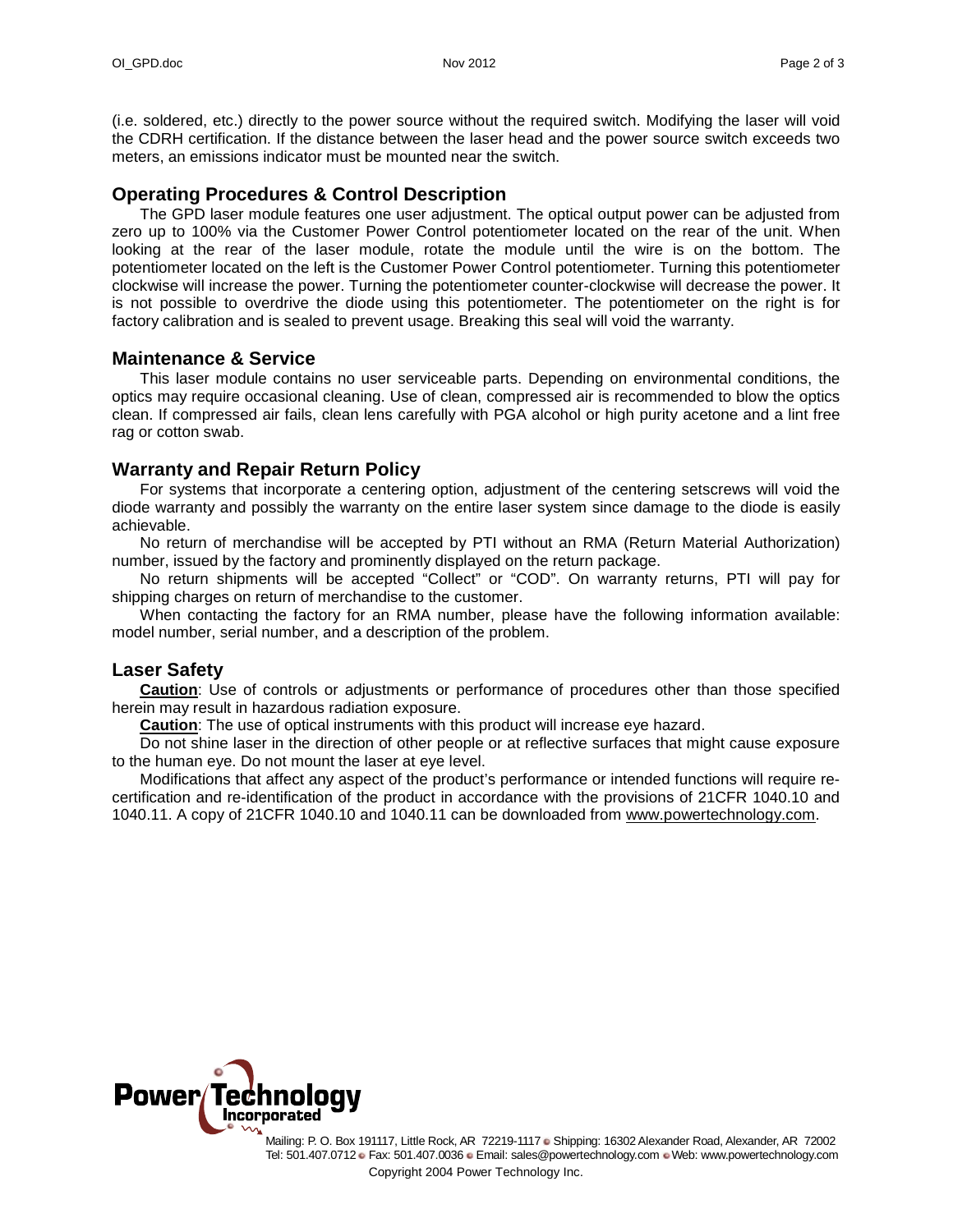(i.e. soldered, etc.) directly to the power source without the required switch. Modifying the laser will void the CDRH certification. If the distance between the laser head and the power source switch exceeds two meters, an emissions indicator must be mounted near the switch.

## Operating Procedures & Control Description

The GPD laser module features one user adjustment. The optical output power can be adjusted from zero up to 100% via the Customer Power Control potentiometer located on the rear of the unit. When looking at the rear of the laser module, rotate the module until the wire is on the bottom. The potentiometer located on the left is the Customer Power Control potentiometer. Turning this potentiometer clockwise will increase the power. Turning the potentiometer counter-clockwise will decrease the power. It is not possible to overdrive the diode using this potentiometer. The potentiometer on the right is for factory calibration and is sealed to prevent usage. Breaking this seal will void the warranty.

## Maintenance & Service

This laser module contains no user serviceable parts. Depending on environmental conditions, the optics may require occasional cleaning. Use of clean, compressed air is recommended to blow the optics clean. If compressed air fails, clean lens carefully with PGA alcohol or high purity acetone and a lint free rag or cotton swab.

## Warranty and Repair Return Policy

For systems that incorporate a centering option, adjustment of the centering setscrews will void the diode warranty and possibly the warranty on the entire laser system since damage to the diode is easily achievable.

No return of merchandise will be accepted by PTI without an RMA (Return Material Authorization) number, issued by the factory and prominently displayed on the return package.

No return shipments will be accepted "Collect" or "COD". On warranty returns, PTI will pay for shipping charges on return of merchandise to the customer.

When contacting the factory for an RMA number, please have the following information available: model number, serial number, and a description of the problem.

## Laser Safety

**Caution**: Use of controls or adjustments or performance of procedures other than those specified herein may result in hazardous radiation exposure.

**Caution**: The use of optical instruments with this product will increase eye hazard.

Do not shine laser in the direction of other people or at reflective surfaces that might cause exposure to the human eye. Do not mount the laser at eye level.

Modifications that affect any aspect of the product's performance or intended functions will require re-certification and re-identification of the product in accordance with the provisions of 21CFR 1040.10 and 1040.11. A copy of 21CFR 1040.10 and 1040.11 can be downloaded from www.powertechnology.com.

Power Technology Incorporated

Mailing: P. O. Box 191117, Little Rock, AR 72219-1117 • Shipping: 16302 Alexander Road, Alexander, AR 72002
Tel: 501.407.0712 • Fax: 501.407.0036 • Email: sales@powertechnology.com • Web: www.powertechnology.com

Copyright 2004 Power Technology Inc.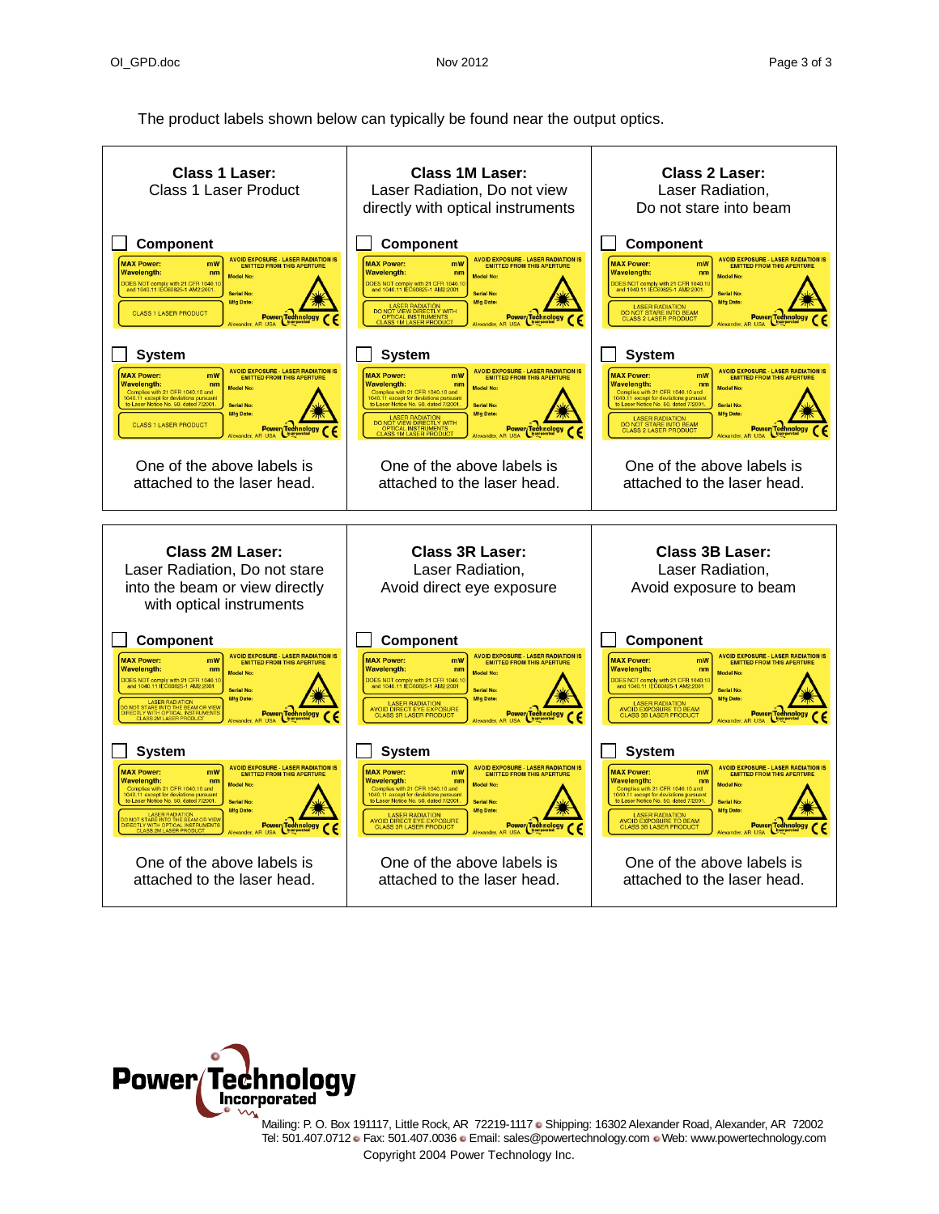The product labels shown below can typically be found near the output optics.

| | | |
|---|---|---|
| **Class 1 Laser:** Class 1 Laser Product | **Class 1M Laser:** Laser Radiation, Do not view directly with optical instruments | **Class 2 Laser:** Laser Radiation, Do not stare into beam |
| ☐ **Component** | ☐ **Component** | ☐ **Component** |
| MAX Power: mW / Wavelength: nm / DOES NOT comply with 21 CFR 1040.10 and 1040.11 IEC60825-1 AM2:2001. / CLASS 1 LASER PRODUCT / AVOID EXPOSURE - LASER RADIATION IS EMITTED FROM THIS APERTURE / Model No: / Serial No: / Mfg Date: / Alexander, AR USA | MAX Power: mW / Wavelength: nm / DOES NOT comply with 21 CFR 1040.10 and 1040.11 IEC60825-1 AM2:2001 / LASER RADIATION DO NOT VIEW DIRECTLY WITH OPTICAL INSTRUMENTS CLASS 1M LASER PRODUCT / AVOID EXPOSURE - LASER RADIATION IS EMITTED FROM THIS APERTURE / Model No: / Serial No: / Mfg Date: / Alexander, AR USA | MAX Power: mW / Wavelength: nm / DOES NOT comply with 21 CFR 1040.10 and 1040.11 IEC60825-1 AM2:2001. / LASER RADIATION DO NOT STARE INTO BEAM CLASS 2 LASER PRODUCT / AVOID EXPOSURE - LASER RADIATION IS EMITTED FROM THIS APERTURE / Model No: / Serial No: / Mfg Date: / Alexander, AR USA |
| ☐ **System** | ☐ **System** | ☐ **System** |
| MAX Power: mW / Wavelength: nm / Complies with 21 CFR 1040.10 and 1040.11 except for deviations pursuant to Laser Notice No. 50, dated 7/2001. / CLASS 1 LASER PRODUCT / AVOID EXPOSURE - LASER RADIATION IS EMITTED FROM THIS APERTURE / Model No: / Serial No: / Mfg Date: / Alexander, AR USA | MAX Power: mW / Wavelength: nm / Complies with 21 CFR 1040.10 and 1040.11 except for deviations pursuant to Laser Notice No. 50, dated 7/2001. / LASER RADIATION DO NOT VIEW DIRECTLY WITH OPTICAL INSTRUMENTS CLASS 1M LASER PRODUCT / AVOID EXPOSURE - LASER RADIATION IS EMITTED FROM THIS APERTURE / Model No: / Serial No: / Mfg Date: / Alexander, AR USA | MAX Power: mW / Wavelength: nm / Complies with 21 CFR 1040.10 and 1040.11 except for deviations pursuant to Laser Notice No. 50, dated 7/2001. / LASER RADIATION DO NOT STARE INTO BEAM CLASS 2 LASER PRODUCT / AVOID EXPOSURE - LASER RADIATION IS EMITTED FROM THIS APERTURE / Model No: / Serial No: / Mfg Date: / Alexander, AR USA |
| One of the above labels is attached to the laser head. | One of the above labels is attached to the laser head. | One of the above labels is attached to the laser head. |

| | | |
|---|---|---|
| **Class 2M Laser:** Laser Radiation, Do not stare into the beam or view directly with optical instruments | **Class 3R Laser:** Laser Radiation, Avoid direct eye exposure | **Class 3B Laser:** Laser Radiation, Avoid exposure to beam |
| ☐ **Component** | ☐ **Component** | ☐ **Component** |
| MAX Power: mW / Wavelength: nm / DOES NOT comply with 21 CFR 1040.10 and 1040.11 IEC60825-1 AM2:2001 / LASER RADIATION DO NOT STARE INTO THE BEAM OR VIEW DIRECTLY WITH OPTICAL INSTRUMENTS CLASS 2M LASER PRODUCT / AVOID EXPOSURE - LASER RADIATION IS EMITTED FROM THIS APERTURE / Model No: / Serial No: / Mfg Date: / Alexander, AR USA | MAX Power: mW / Wavelength: nm / DOES NOT comply with 21 CFR 1040.10 and 1040.11 IEC60825-1 AM2:2001 / LASER RADIATION AVOID DIRECT EYE EXPOSURE CLASS 3R LASER PRODUCT / AVOID EXPOSURE - LASER RADIATION IS EMITTED FROM THIS APERTURE / Model No: / Serial No: / Mfg Date: / Alexander, AR USA | MAX Power: mW / Wavelength: nm / DOES NOT comply with 21 CFR 1040.10 and 1040.11 IEC60825-1 AM2:2001 / LASER RADIATION AVOID EXPOSURE TO BEAM CLASS 3B LASER PRODUCT / AVOID EXPOSURE - LASER RADIATION IS EMITTED FROM THIS APERTURE / Model No: / Serial No: / Mfg Date: / Alexander, AR USA |
| ☐ **System** | ☐ **System** | ☐ **System** |
| MAX Power: mW / Wavelength: nm / Complies with 21 CFR 1040.10 and 1040.11 except for deviations pursuant to Laser Notice No. 50, dated 7/2001. / LASER RADIATION DO NOT STARE INTO THE BEAM OR VIEW DIRECTLY WITH OPTICAL INSTRUMENTS CLASS 2M LASER PRODUCT / AVOID EXPOSURE - LASER RADIATION IS EMITTED FROM THIS APERTURE / Model No: / Serial No: / Mfg Date: / Alexander, AR USA | MAX Power: mW / Wavelength: nm / Complies with 21 CFR 1040.10 and 1040.11 except for deviations pursuant to Laser Notice No. 50, dated 7/2001. / LASER RADIATION AVOID DIRECT EYE EXPOSURE CLASS 3R LASER PRODUCT / AVOID EXPOSURE - LASER RADIATION IS EMITTED FROM THIS APERTURE / Model No: / Serial No: / Mfg Date: / Alexander, AR USA | MAX Power: mW / Wavelength: nm / Complies with 21 CFR 1040.10 and 1040.11 except for deviations pursuant to Laser Notice No. 50, dated 7/2001. / LASER RADIATION AVOID EXPOSURE TO BEAM CLASS 3B LASER PRODUCT / AVOID EXPOSURE - LASER RADIATION IS EMITTED FROM THIS APERTURE / Model No: / Serial No: / Mfg Date: / Alexander, AR USA |
| One of the above labels is attached to the laser head. | One of the above labels is attached to the laser head. | One of the above labels is attached to the laser head. |

Power Technology Incorporated

Mailing: P. O. Box 191117, Little Rock, AR 72219-1117 • Shipping: 16302 Alexander Road, Alexander, AR 72002
Tel: 501.407.0712 • Fax: 501.407.0036 • Email: sales@powertechnology.com • Web: www.powertechnology.com
Copyright 2004 Power Technology Inc.